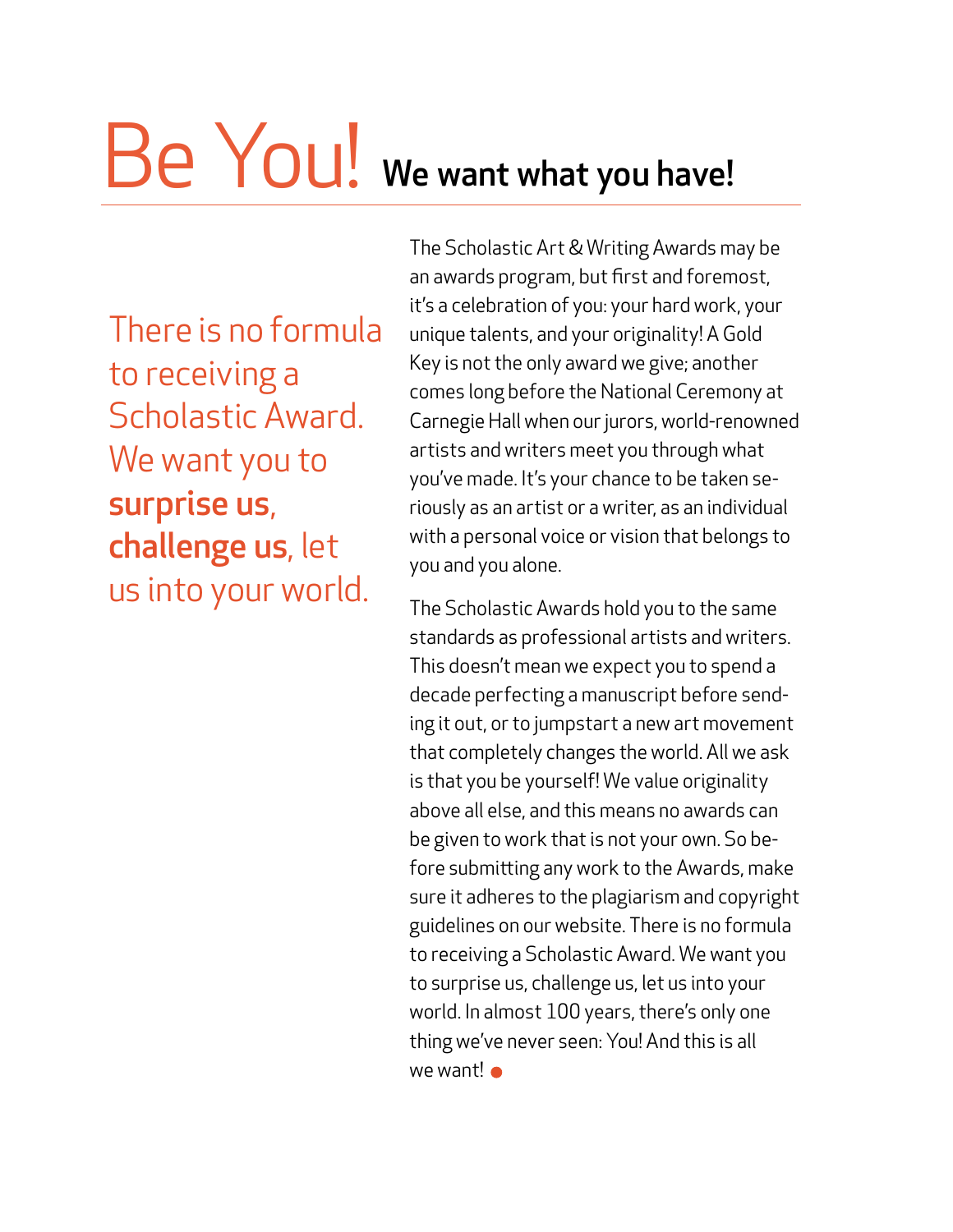# Be You! We want what you have!

There is no formula to receiving a Scholastic Award. We want you to **surprise us**, **challenge us**, let us into your world.

The Scholastic Art & Writing Awards may be an awards program, but first and foremost, it's a celebration of you: your hard work, your unique talents, and your originality! A Gold Key is not the only award we give; another comes long before the National Ceremony at Carnegie Hall when our jurors, world-renowned artists and writers meet you through what you've made. It's your chance to be taken seriously as an artist or a writer, as an individual with a personal voice or vision that belongs to you and you alone.

The Scholastic Awards hold you to the same standards as professional artists and writers. This doesn't mean we expect you to spend a decade perfecting a manuscript before sending it out, or to jumpstart a new art movement that completely changes the world. All we ask is that you be yourself! We value originality above all else, and this means no awards can be given to work that is not your own. So before submitting any work to the Awards, make sure it adheres to the plagiarism and copyright guidelines on our website. There is no formula to receiving a Scholastic Award. We want you to surprise us, challenge us, let us into your world. In almost 100 years, there's only one thing we've never seen: You! And this is all we want!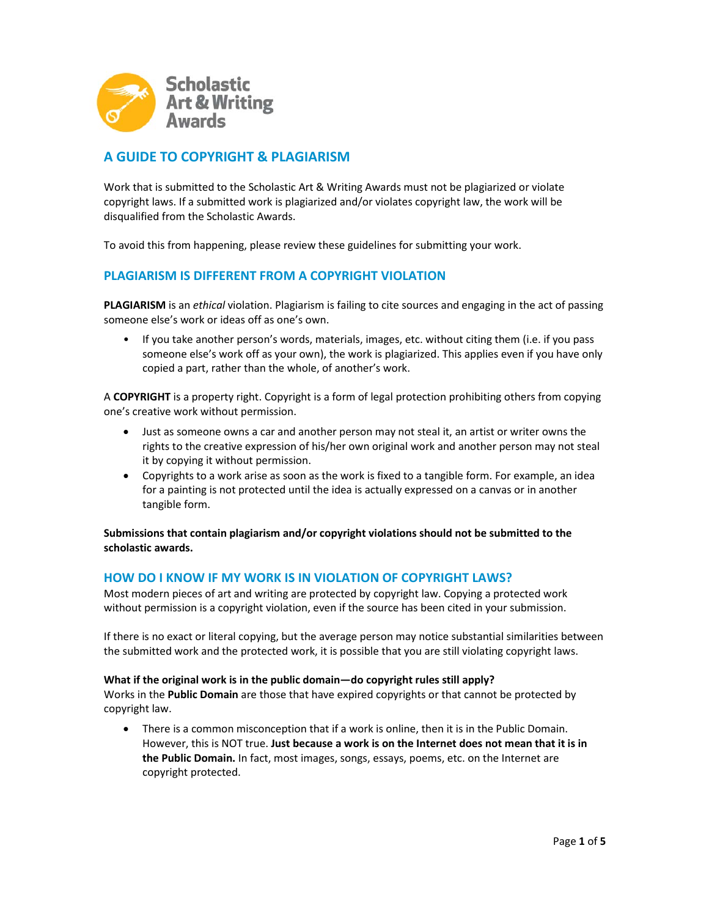## A GUIDE TO COPYRIGHT & PLAGIARISM

Work that is submitted to the Scholastic Art & Writing Awards must not be plagiarized or violate copyright laws. If a submitted work is plagiarized and/or violates copyright law, the work will be disqualified from the Scholastic Awards.

To avoid this from happening, please review these guidelines for submitting your work.

## PLAGIARISM IS DIFFERENT FROM A COPYRIGHT VIOLATION

**PLAGIARISM** is an *ethical* violation. Plagiarism is failing to cite sources and engaging in the act of passing someone else's work or ideas off as one's own.

- If you take another person's words, materials, images, etc. without citing them (i.e. if you pass someone else's work off as your own), the work is plagiarized. This applies even if you have only copied a part, rather than the whole, of another's work.

A **COPYRIGHT** is a property right. Copyright is a form of legal protection prohibiting others from copying one's creative work without permission.

- Just as someone owns a car and another person may not steal it, an artist or writer owns the rights to the creative expression of his/her own original work and another person may not steal it by copying it without permission.
- Copyrights to a work arise as soon as the work is fixed to a tangible form. For example, an idea for a painting is not protected until the idea is actually expressed on a canvas or in another tangible form.

**Submissions that contain plagiarism and/or copyright violations should not be submitted to the scholastic awards.**

## HOW DO I KNOW IF MY WORK IS IN VIOLATION OF COPYRIGHT LAWS?

Most modern pieces of art and writing are protected by copyright law. Copying a protected work without permission is a copyright violation, even if the source has been cited in your submission.

If there is no exact or literal copying, but the average person may notice substantial similarities between the submitted work and the protected work, it is possible that you are still violating copyright laws.

**What if the original work is in the public domain—do copyright rules still apply?**
Works in the **Public Domain** are those that have expired copyrights or that cannot be protected by copyright law.

- There is a common misconception that if a work is online, then it is in the Public Domain. However, this is NOT true. **Just because a work is on the Internet does not mean that it is in the Public Domain.** In fact, most images, songs, essays, poems, etc. on the Internet are copyright protected.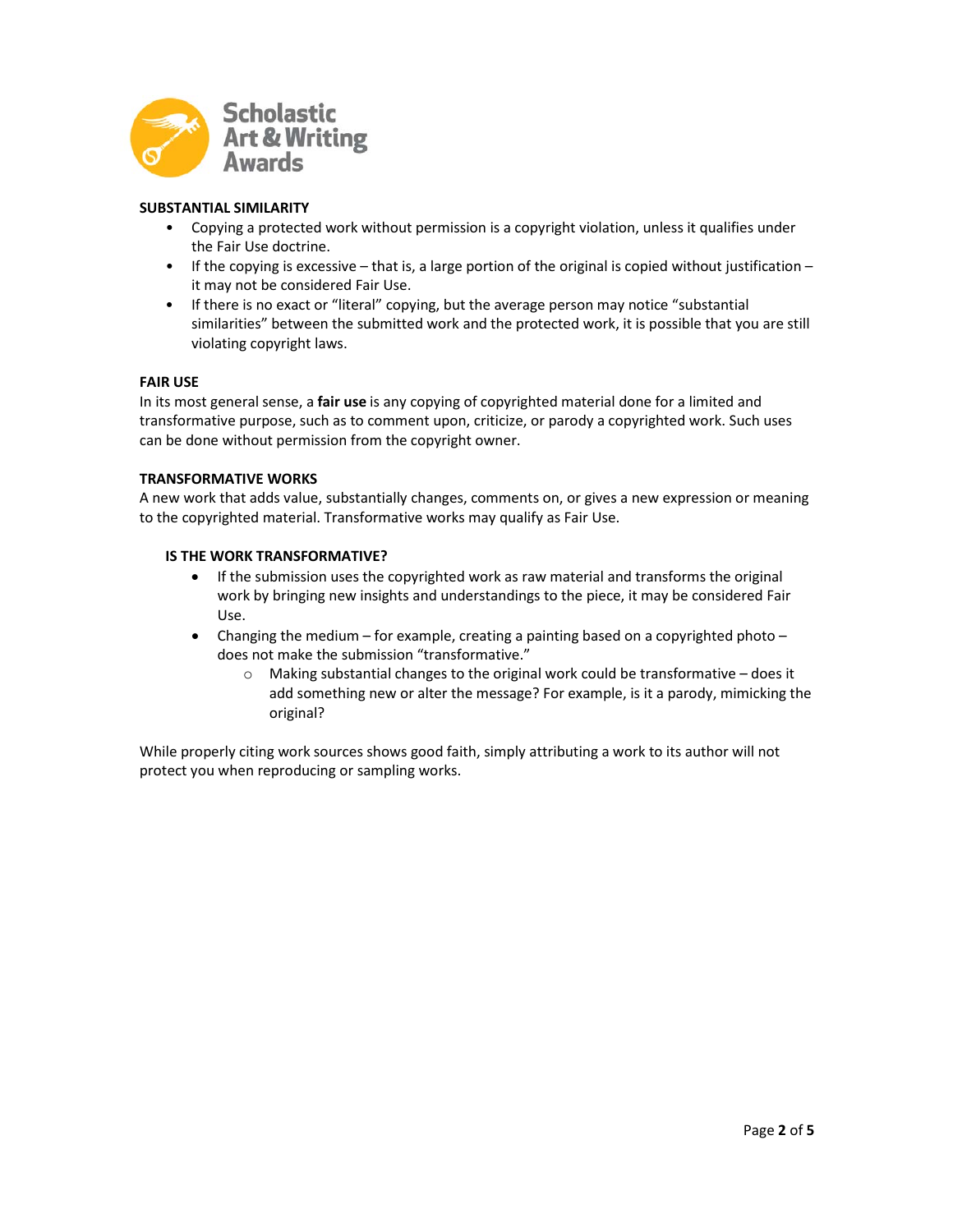## SUBSTANTIAL SIMILARITY

- Copying a protected work without permission is a copyright violation, unless it qualifies under the Fair Use doctrine.
- If the copying is excessive – that is, a large portion of the original is copied without justification – it may not be considered Fair Use.
- If there is no exact or "literal" copying, but the average person may notice "substantial similarities" between the submitted work and the protected work, it is possible that you are still violating copyright laws.

## FAIR USE

In its most general sense, a **fair use** is any copying of copyrighted material done for a limited and transformative purpose, such as to comment upon, criticize, or parody a copyrighted work. Such uses can be done without permission from the copyright owner.

## TRANSFORMATIVE WORKS

A new work that adds value, substantially changes, comments on, or gives a new expression or meaning to the copyrighted material. Transformative works may qualify as Fair Use.

### IS THE WORK TRANSFORMATIVE?

- If the submission uses the copyrighted work as raw material and transforms the original work by bringing new insights and understandings to the piece, it may be considered Fair Use.
- Changing the medium – for example, creating a painting based on a copyrighted photo – does not make the submission "transformative."
    - Making substantial changes to the original work could be transformative – does it add something new or alter the message? For example, is it a parody, mimicking the original?

While properly citing work sources shows good faith, simply attributing a work to its author will not protect you when reproducing or sampling works.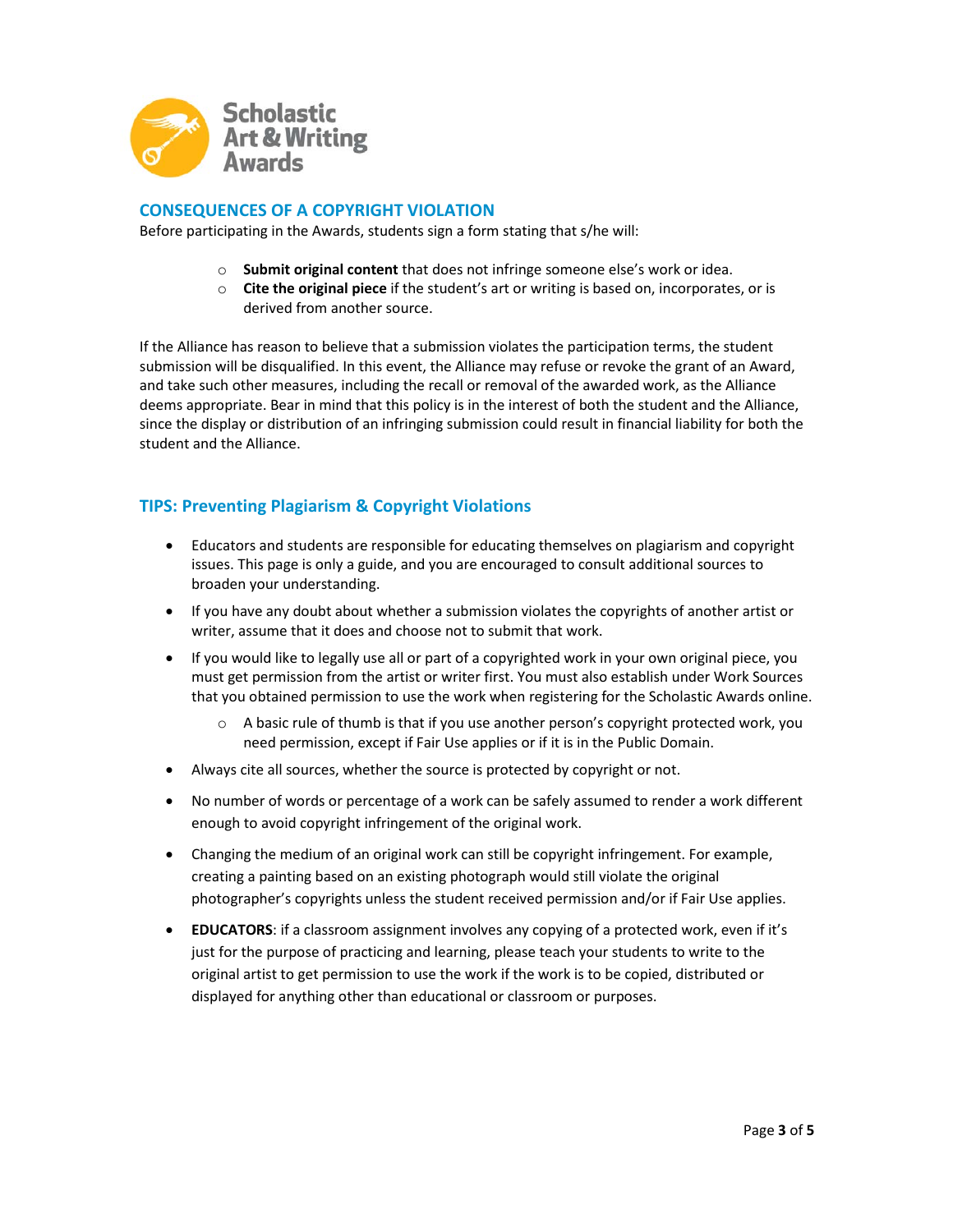## CONSEQUENCES OF A COPYRIGHT VIOLATION

Before participating in the Awards, students sign a form stating that s/he will:

- **Submit original content** that does not infringe someone else's work or idea.
- **Cite the original piece** if the student's art or writing is based on, incorporates, or is derived from another source.

If the Alliance has reason to believe that a submission violates the participation terms, the student submission will be disqualified. In this event, the Alliance may refuse or revoke the grant of an Award, and take such other measures, including the recall or removal of the awarded work, as the Alliance deems appropriate. Bear in mind that this policy is in the interest of both the student and the Alliance, since the display or distribution of an infringing submission could result in financial liability for both the student and the Alliance.

## TIPS: Preventing Plagiarism & Copyright Violations

- Educators and students are responsible for educating themselves on plagiarism and copyright issues. This page is only a guide, and you are encouraged to consult additional sources to broaden your understanding.
- If you have any doubt about whether a submission violates the copyrights of another artist or writer, assume that it does and choose not to submit that work.
- If you would like to legally use all or part of a copyrighted work in your own original piece, you must get permission from the artist or writer first. You must also establish under Work Sources that you obtained permission to use the work when registering for the Scholastic Awards online.
  - A basic rule of thumb is that if you use another person's copyright protected work, you need permission, except if Fair Use applies or if it is in the Public Domain.
- Always cite all sources, whether the source is protected by copyright or not.
- No number of words or percentage of a work can be safely assumed to render a work different enough to avoid copyright infringement of the original work.
- Changing the medium of an original work can still be copyright infringement. For example, creating a painting based on an existing photograph would still violate the original photographer's copyrights unless the student received permission and/or if Fair Use applies.
- **EDUCATORS**: if a classroom assignment involves any copying of a protected work, even if it's just for the purpose of practicing and learning, please teach your students to write to the original artist to get permission to use the work if the work is to be copied, distributed or displayed for anything other than educational or classroom or purposes.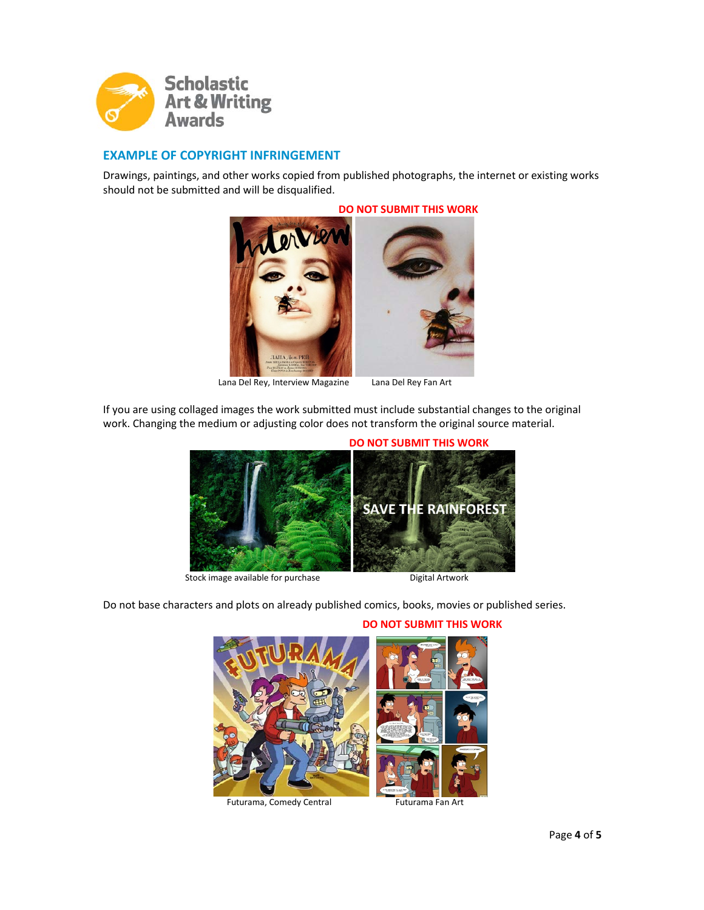## EXAMPLE OF COPYRIGHT INFRINGEMENT

Drawings, paintings, and other works copied from published photographs, the internet or existing works should not be submitted and will be disqualified.

**DO NOT SUBMIT THIS WORK**

Lana Del Rey, Interview Magazine

Lana Del Rey Fan Art

If you are using collaged images the work submitted must include substantial changes to the original work. Changing the medium or adjusting color does not transform the original source material.

**DO NOT SUBMIT THIS WORK**

Stock image available for purchase

Digital Artwork

Do not base characters and plots on already published comics, books, movies or published series.

**DO NOT SUBMIT THIS WORK**

Futurama, Comedy Central

Futurama Fan Art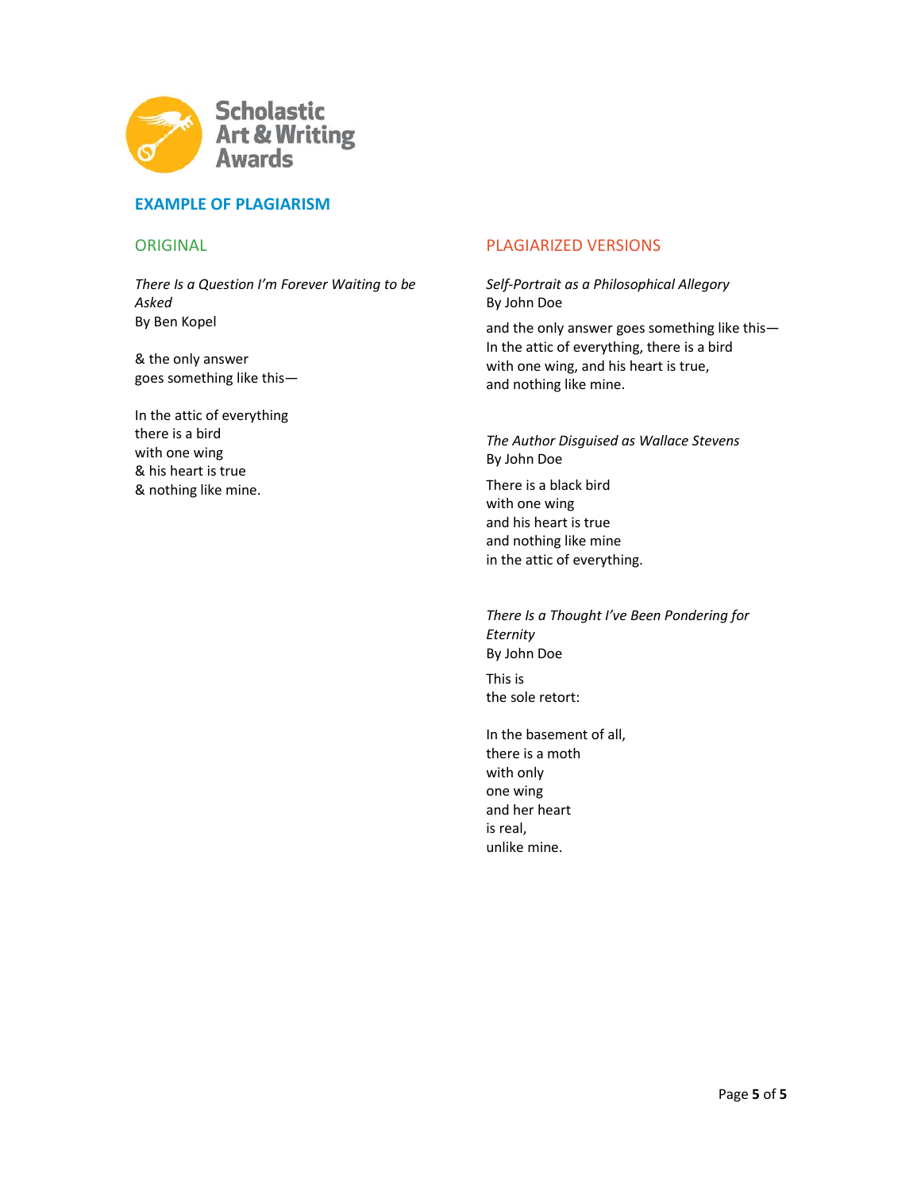## EXAMPLE OF PLAGIARISM

### ORIGINAL

*There Is a Question I'm Forever Waiting to be Asked*
By Ben Kopel

& the only answer
goes something like this—

In the attic of everything
there is a bird
with one wing
& his heart is true
& nothing like mine.

### PLAGIARIZED VERSIONS

*Self-Portrait as a Philosophical Allegory*
By John Doe

and the only answer goes something like this—
In the attic of everything, there is a bird
with one wing, and his heart is true,
and nothing like mine.

*The Author Disguised as Wallace Stevens*
By John Doe

There is a black bird
with one wing
and his heart is true
and nothing like mine
in the attic of everything.

*There Is a Thought I've Been Pondering for Eternity*
By John Doe

This is
the sole retort:

In the basement of all,
there is a moth
with only
one wing
and her heart
is real,
unlike mine.